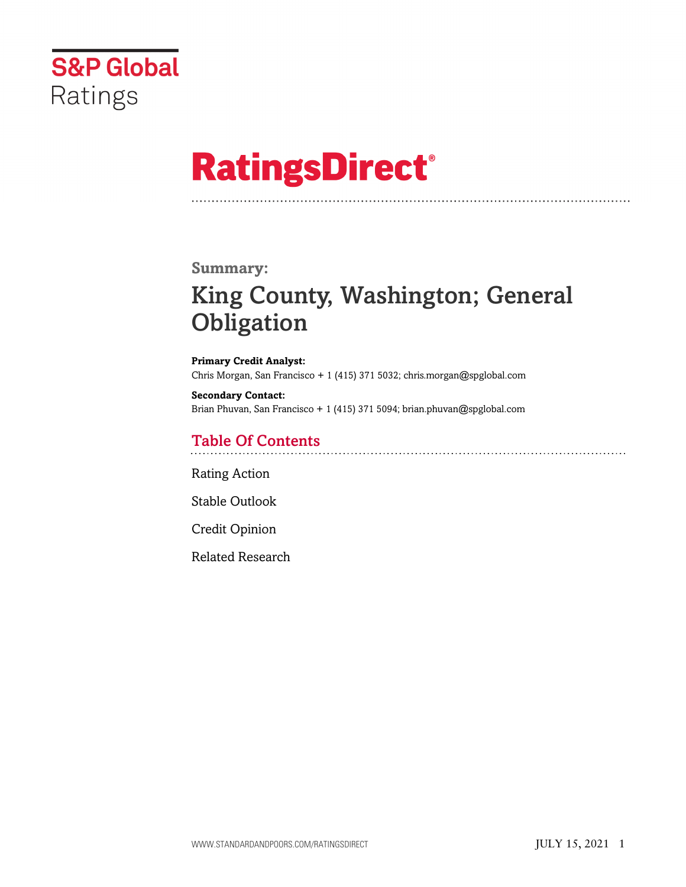S&P Global Ratings

# RatingsDirect®

## Summary:

# King County, Washington; General Obligation

**Primary Credit Analyst:**
Chris Morgan, San Francisco + 1 (415) 371 5032; chris.morgan@spglobal.com

**Secondary Contact:**
Brian Phuvan, San Francisco + 1 (415) 371 5094; brian.phuvan@spglobal.com

## Table Of Contents

Rating Action

Stable Outlook

Credit Opinion

Related Research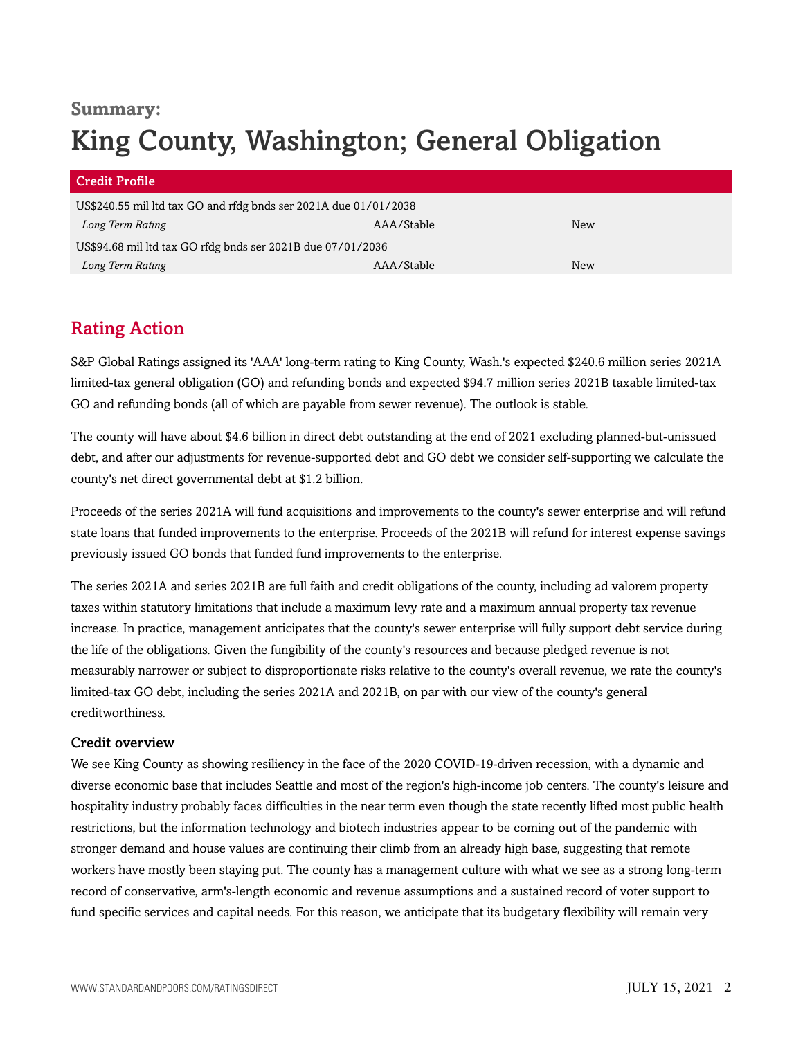## Summary:

# King County, Washington; General Obligation

| Credit Profile | | |
|---|---|---|
| US$240.55 mil ltd tax GO and rfdg bnds ser 2021A due 01/01/2038 | | |
| *Long Term Rating* | AAA/Stable | New |
| US$94.68 mil ltd tax GO rfdg bnds ser 2021B due 07/01/2036 | | |
| *Long Term Rating* | AAA/Stable | New |

## Rating Action

S&P Global Ratings assigned its 'AAA' long-term rating to King County, Wash.'s expected $240.6 million series 2021A limited-tax general obligation (GO) and refunding bonds and expected $94.7 million series 2021B taxable limited-tax GO and refunding bonds (all of which are payable from sewer revenue). The outlook is stable.

The county will have about $4.6 billion in direct debt outstanding at the end of 2021 excluding planned-but-unissued debt, and after our adjustments for revenue-supported debt and GO debt we consider self-supporting we calculate the county's net direct governmental debt at $1.2 billion.

Proceeds of the series 2021A will fund acquisitions and improvements to the county's sewer enterprise and will refund state loans that funded improvements to the enterprise. Proceeds of the 2021B will refund for interest expense savings previously issued GO bonds that funded fund improvements to the enterprise.

The series 2021A and series 2021B are full faith and credit obligations of the county, including ad valorem property taxes within statutory limitations that include a maximum levy rate and a maximum annual property tax revenue increase. In practice, management anticipates that the county's sewer enterprise will fully support debt service during the life of the obligations. Given the fungibility of the county's resources and because pledged revenue is not measurably narrower or subject to disproportionate risks relative to the county's overall revenue, we rate the county's limited-tax GO debt, including the series 2021A and 2021B, on par with our view of the county's general creditworthiness.

### Credit overview

We see King County as showing resiliency in the face of the 2020 COVID-19-driven recession, with a dynamic and diverse economic base that includes Seattle and most of the region's high-income job centers. The county's leisure and hospitality industry probably faces difficulties in the near term even though the state recently lifted most public health restrictions, but the information technology and biotech industries appear to be coming out of the pandemic with stronger demand and house values are continuing their climb from an already high base, suggesting that remote workers have mostly been staying put. The county has a management culture with what we see as a strong long-term record of conservative, arm's-length economic and revenue assumptions and a sustained record of voter support to fund specific services and capital needs. For this reason, we anticipate that its budgetary flexibility will remain very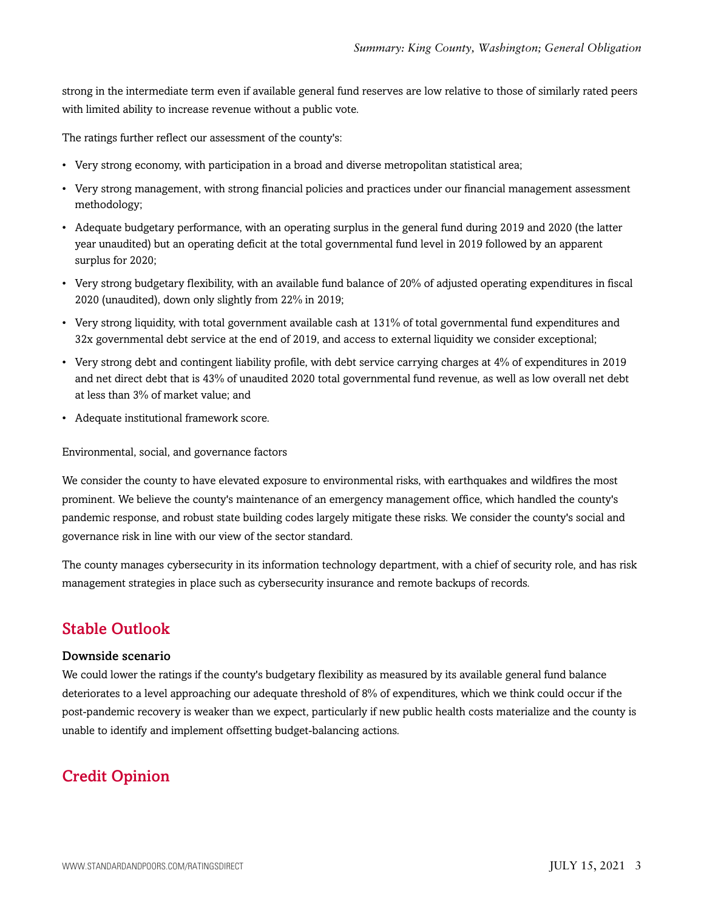strong in the intermediate term even if available general fund reserves are low relative to those of similarly rated peers with limited ability to increase revenue without a public vote.

The ratings further reflect our assessment of the county's:

- Very strong economy, with participation in a broad and diverse metropolitan statistical area;
- Very strong management, with strong financial policies and practices under our financial management assessment methodology;
- Adequate budgetary performance, with an operating surplus in the general fund during 2019 and 2020 (the latter year unaudited) but an operating deficit at the total governmental fund level in 2019 followed by an apparent surplus for 2020;
- Very strong budgetary flexibility, with an available fund balance of 20% of adjusted operating expenditures in fiscal 2020 (unaudited), down only slightly from 22% in 2019;
- Very strong liquidity, with total government available cash at 131% of total governmental fund expenditures and 32x governmental debt service at the end of 2019, and access to external liquidity we consider exceptional;
- Very strong debt and contingent liability profile, with debt service carrying charges at 4% of expenditures in 2019 and net direct debt that is 43% of unaudited 2020 total governmental fund revenue, as well as low overall net debt at less than 3% of market value; and
- Adequate institutional framework score.

Environmental, social, and governance factors

We consider the county to have elevated exposure to environmental risks, with earthquakes and wildfires the most prominent. We believe the county's maintenance of an emergency management office, which handled the county's pandemic response, and robust state building codes largely mitigate these risks. We consider the county's social and governance risk in line with our view of the sector standard.

The county manages cybersecurity in its information technology department, with a chief of security role, and has risk management strategies in place such as cybersecurity insurance and remote backups of records.

## Stable Outlook

### Downside scenario

We could lower the ratings if the county's budgetary flexibility as measured by its available general fund balance deteriorates to a level approaching our adequate threshold of 8% of expenditures, which we think could occur if the post-pandemic recovery is weaker than we expect, particularly if new public health costs materialize and the county is unable to identify and implement offsetting budget-balancing actions.

## Credit Opinion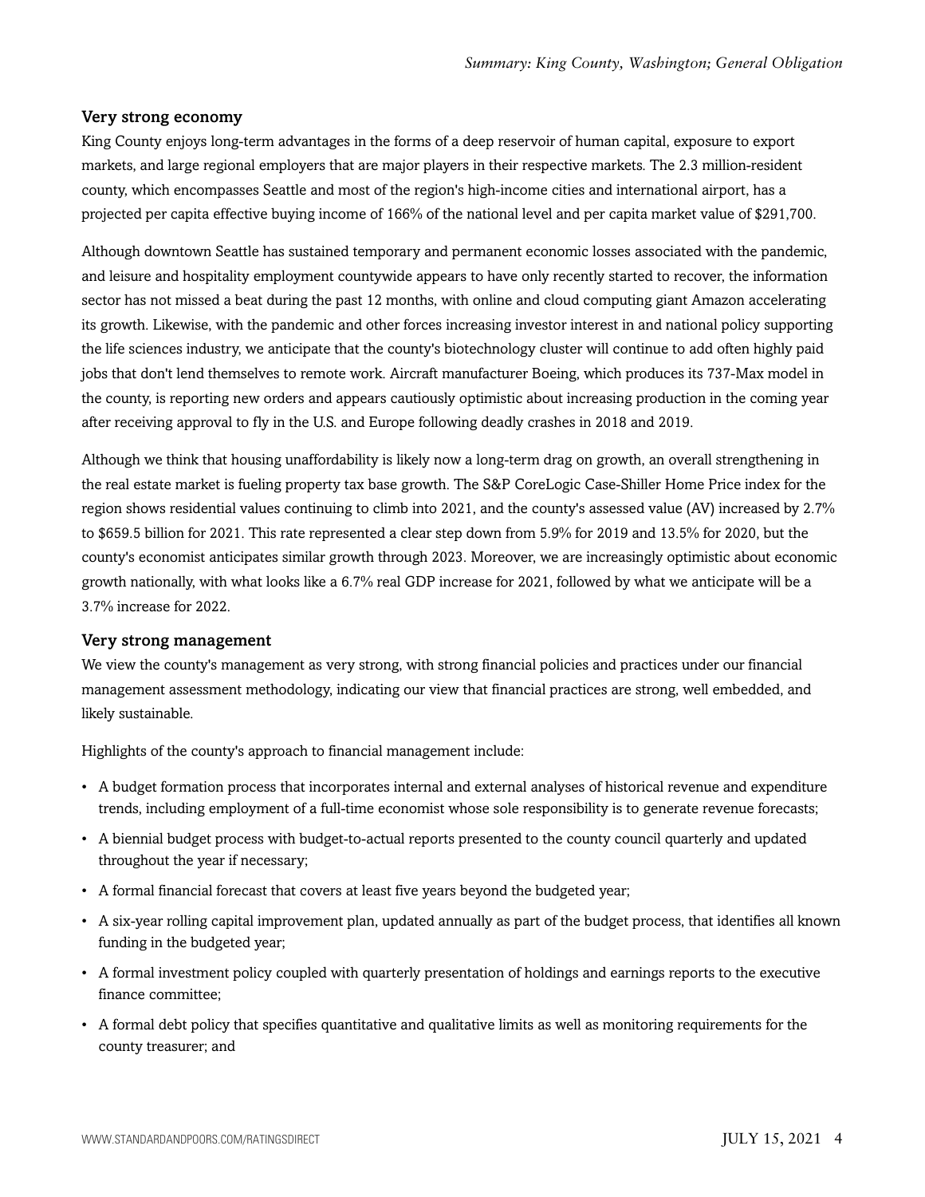### Very strong economy

King County enjoys long-term advantages in the forms of a deep reservoir of human capital, exposure to export markets, and large regional employers that are major players in their respective markets. The 2.3 million-resident county, which encompasses Seattle and most of the region's high-income cities and international airport, has a projected per capita effective buying income of 166% of the national level and per capita market value of $291,700.

Although downtown Seattle has sustained temporary and permanent economic losses associated with the pandemic, and leisure and hospitality employment countywide appears to have only recently started to recover, the information sector has not missed a beat during the past 12 months, with online and cloud computing giant Amazon accelerating its growth. Likewise, with the pandemic and other forces increasing investor interest in and national policy supporting the life sciences industry, we anticipate that the county's biotechnology cluster will continue to add often highly paid jobs that don't lend themselves to remote work. Aircraft manufacturer Boeing, which produces its 737-Max model in the county, is reporting new orders and appears cautiously optimistic about increasing production in the coming year after receiving approval to fly in the U.S. and Europe following deadly crashes in 2018 and 2019.

Although we think that housing unaffordability is likely now a long-term drag on growth, an overall strengthening in the real estate market is fueling property tax base growth. The S&P CoreLogic Case-Shiller Home Price index for the region shows residential values continuing to climb into 2021, and the county's assessed value (AV) increased by 2.7% to $659.5 billion for 2021. This rate represented a clear step down from 5.9% for 2019 and 13.5% for 2020, but the county's economist anticipates similar growth through 2023. Moreover, we are increasingly optimistic about economic growth nationally, with what looks like a 6.7% real GDP increase for 2021, followed by what we anticipate will be a 3.7% increase for 2022.

### Very strong management

We view the county's management as very strong, with strong financial policies and practices under our financial management assessment methodology, indicating our view that financial practices are strong, well embedded, and likely sustainable.

Highlights of the county's approach to financial management include:

- A budget formation process that incorporates internal and external analyses of historical revenue and expenditure trends, including employment of a full-time economist whose sole responsibility is to generate revenue forecasts;
- A biennial budget process with budget-to-actual reports presented to the county council quarterly and updated throughout the year if necessary;
- A formal financial forecast that covers at least five years beyond the budgeted year;
- A six-year rolling capital improvement plan, updated annually as part of the budget process, that identifies all known funding in the budgeted year;
- A formal investment policy coupled with quarterly presentation of holdings and earnings reports to the executive finance committee;
- A formal debt policy that specifies quantitative and qualitative limits as well as monitoring requirements for the county treasurer; and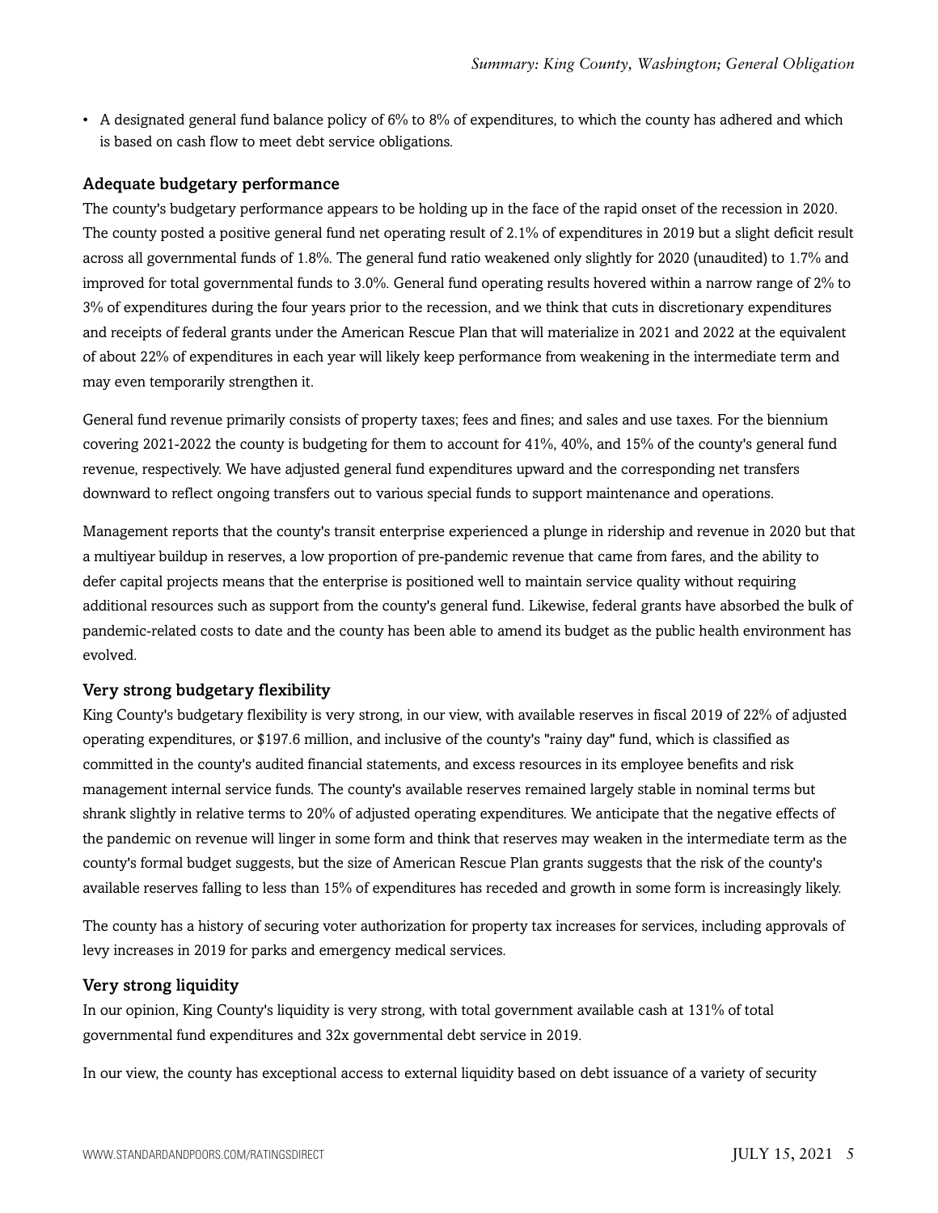- A designated general fund balance policy of 6% to 8% of expenditures, to which the county has adhered and which is based on cash flow to meet debt service obligations.

### Adequate budgetary performance

The county's budgetary performance appears to be holding up in the face of the rapid onset of the recession in 2020. The county posted a positive general fund net operating result of 2.1% of expenditures in 2019 but a slight deficit result across all governmental funds of 1.8%. The general fund ratio weakened only slightly for 2020 (unaudited) to 1.7% and improved for total governmental funds to 3.0%. General fund operating results hovered within a narrow range of 2% to 3% of expenditures during the four years prior to the recession, and we think that cuts in discretionary expenditures and receipts of federal grants under the American Rescue Plan that will materialize in 2021 and 2022 at the equivalent of about 22% of expenditures in each year will likely keep performance from weakening in the intermediate term and may even temporarily strengthen it.

General fund revenue primarily consists of property taxes; fees and fines; and sales and use taxes. For the biennium covering 2021-2022 the county is budgeting for them to account for 41%, 40%, and 15% of the county's general fund revenue, respectively. We have adjusted general fund expenditures upward and the corresponding net transfers downward to reflect ongoing transfers out to various special funds to support maintenance and operations.

Management reports that the county's transit enterprise experienced a plunge in ridership and revenue in 2020 but that a multiyear buildup in reserves, a low proportion of pre-pandemic revenue that came from fares, and the ability to defer capital projects means that the enterprise is positioned well to maintain service quality without requiring additional resources such as support from the county's general fund. Likewise, federal grants have absorbed the bulk of pandemic-related costs to date and the county has been able to amend its budget as the public health environment has evolved.

### Very strong budgetary flexibility

King County's budgetary flexibility is very strong, in our view, with available reserves in fiscal 2019 of 22% of adjusted operating expenditures, or $197.6 million, and inclusive of the county's "rainy day" fund, which is classified as committed in the county's audited financial statements, and excess resources in its employee benefits and risk management internal service funds. The county's available reserves remained largely stable in nominal terms but shrank slightly in relative terms to 20% of adjusted operating expenditures. We anticipate that the negative effects of the pandemic on revenue will linger in some form and think that reserves may weaken in the intermediate term as the county's formal budget suggests, but the size of American Rescue Plan grants suggests that the risk of the county's available reserves falling to less than 15% of expenditures has receded and growth in some form is increasingly likely.

The county has a history of securing voter authorization for property tax increases for services, including approvals of levy increases in 2019 for parks and emergency medical services.

### Very strong liquidity

In our opinion, King County's liquidity is very strong, with total government available cash at 131% of total governmental fund expenditures and 32x governmental debt service in 2019.

In our view, the county has exceptional access to external liquidity based on debt issuance of a variety of security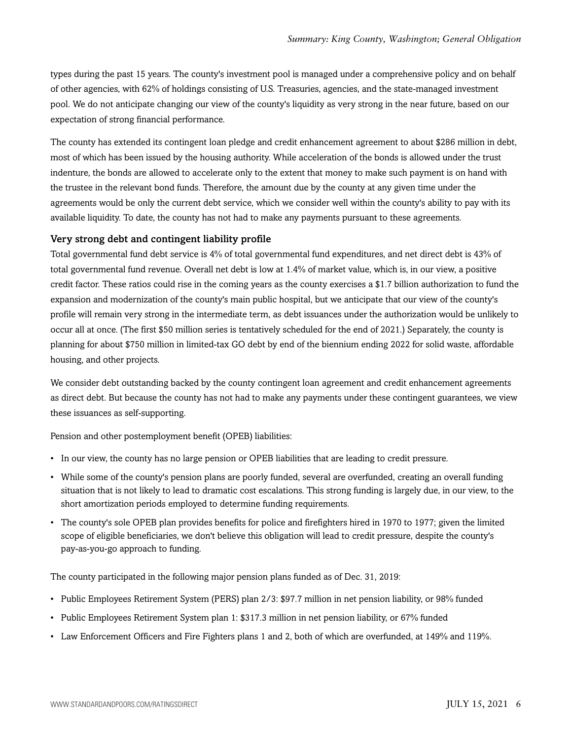types during the past 15 years. The county's investment pool is managed under a comprehensive policy and on behalf of other agencies, with 62% of holdings consisting of U.S. Treasuries, agencies, and the state-managed investment pool. We do not anticipate changing our view of the county's liquidity as very strong in the near future, based on our expectation of strong financial performance.

The county has extended its contingent loan pledge and credit enhancement agreement to about $286 million in debt, most of which has been issued by the housing authority. While acceleration of the bonds is allowed under the trust indenture, the bonds are allowed to accelerate only to the extent that money to make such payment is on hand with the trustee in the relevant bond funds. Therefore, the amount due by the county at any given time under the agreements would be only the current debt service, which we consider well within the county's ability to pay with its available liquidity. To date, the county has not had to make any payments pursuant to these agreements.

### Very strong debt and contingent liability profile

Total governmental fund debt service is 4% of total governmental fund expenditures, and net direct debt is 43% of total governmental fund revenue. Overall net debt is low at 1.4% of market value, which is, in our view, a positive credit factor. These ratios could rise in the coming years as the county exercises a $1.7 billion authorization to fund the expansion and modernization of the county's main public hospital, but we anticipate that our view of the county's profile will remain very strong in the intermediate term, as debt issuances under the authorization would be unlikely to occur all at once. (The first $50 million series is tentatively scheduled for the end of 2021.) Separately, the county is planning for about $750 million in limited-tax GO debt by end of the biennium ending 2022 for solid waste, affordable housing, and other projects.

We consider debt outstanding backed by the county contingent loan agreement and credit enhancement agreements as direct debt. But because the county has not had to make any payments under these contingent guarantees, we view these issuances as self-supporting.

Pension and other postemployment benefit (OPEB) liabilities:

- In our view, the county has no large pension or OPEB liabilities that are leading to credit pressure.
- While some of the county's pension plans are poorly funded, several are overfunded, creating an overall funding situation that is not likely to lead to dramatic cost escalations. This strong funding is largely due, in our view, to the short amortization periods employed to determine funding requirements.
- The county's sole OPEB plan provides benefits for police and firefighters hired in 1970 to 1977; given the limited scope of eligible beneficiaries, we don't believe this obligation will lead to credit pressure, despite the county's pay-as-you-go approach to funding.

The county participated in the following major pension plans funded as of Dec. 31, 2019:

- Public Employees Retirement System (PERS) plan 2/3: $97.7 million in net pension liability, or 98% funded
- Public Employees Retirement System plan 1: $317.3 million in net pension liability, or 67% funded
- Law Enforcement Officers and Fire Fighters plans 1 and 2, both of which are overfunded, at 149% and 119%.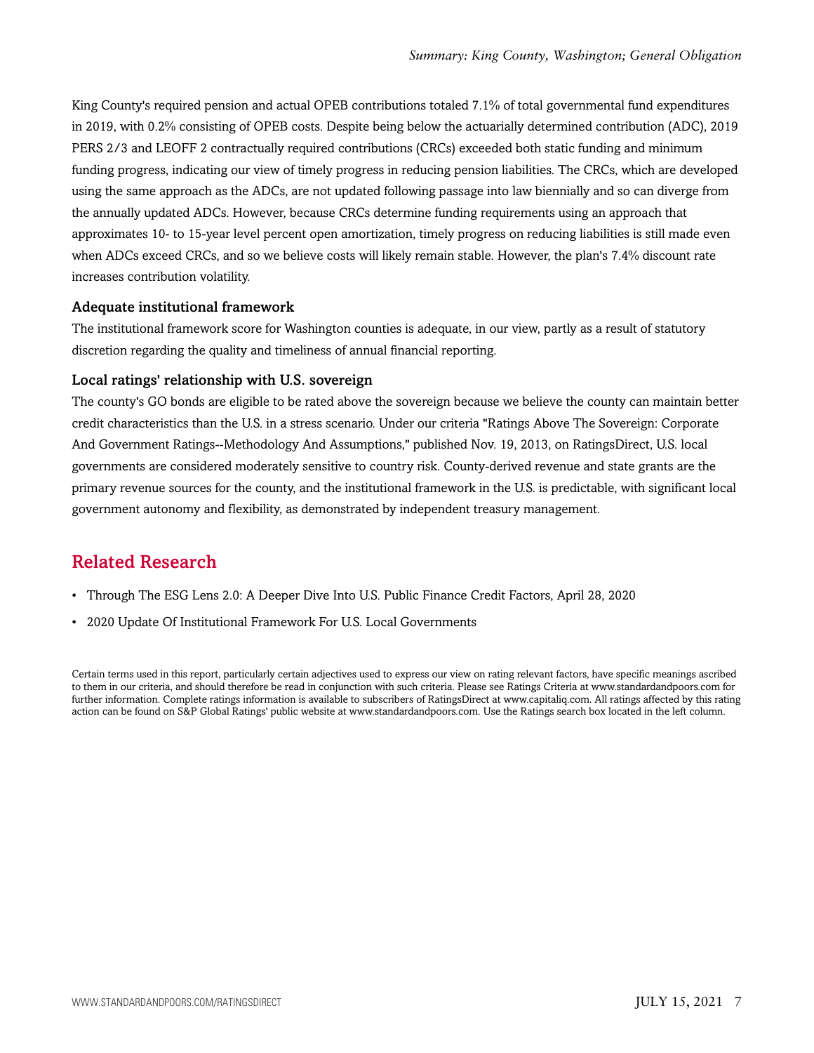King County's required pension and actual OPEB contributions totaled 7.1% of total governmental fund expenditures in 2019, with 0.2% consisting of OPEB costs. Despite being below the actuarially determined contribution (ADC), 2019 PERS 2/3 and LEOFF 2 contractually required contributions (CRCs) exceeded both static funding and minimum funding progress, indicating our view of timely progress in reducing pension liabilities. The CRCs, which are developed using the same approach as the ADCs, are not updated following passage into law biennially and so can diverge from the annually updated ADCs. However, because CRCs determine funding requirements using an approach that approximates 10- to 15-year level percent open amortization, timely progress on reducing liabilities is still made even when ADCs exceed CRCs, and so we believe costs will likely remain stable. However, the plan's 7.4% discount rate increases contribution volatility.

### Adequate institutional framework

The institutional framework score for Washington counties is adequate, in our view, partly as a result of statutory discretion regarding the quality and timeliness of annual financial reporting.

### Local ratings' relationship with U.S. sovereign

The county's GO bonds are eligible to be rated above the sovereign because we believe the county can maintain better credit characteristics than the U.S. in a stress scenario. Under our criteria "Ratings Above The Sovereign: Corporate And Government Ratings--Methodology And Assumptions," published Nov. 19, 2013, on RatingsDirect, U.S. local governments are considered moderately sensitive to country risk. County-derived revenue and state grants are the primary revenue sources for the county, and the institutional framework in the U.S. is predictable, with significant local government autonomy and flexibility, as demonstrated by independent treasury management.

## Related Research

- Through The ESG Lens 2.0: A Deeper Dive Into U.S. Public Finance Credit Factors, April 28, 2020
- 2020 Update Of Institutional Framework For U.S. Local Governments

Certain terms used in this report, particularly certain adjectives used to express our view on rating relevant factors, have specific meanings ascribed to them in our criteria, and should therefore be read in conjunction with such criteria. Please see Ratings Criteria at www.standardandpoors.com for further information. Complete ratings information is available to subscribers of RatingsDirect at www.capitaliq.com. All ratings affected by this rating action can be found on S&P Global Ratings' public website at www.standardandpoors.com. Use the Ratings search box located in the left column.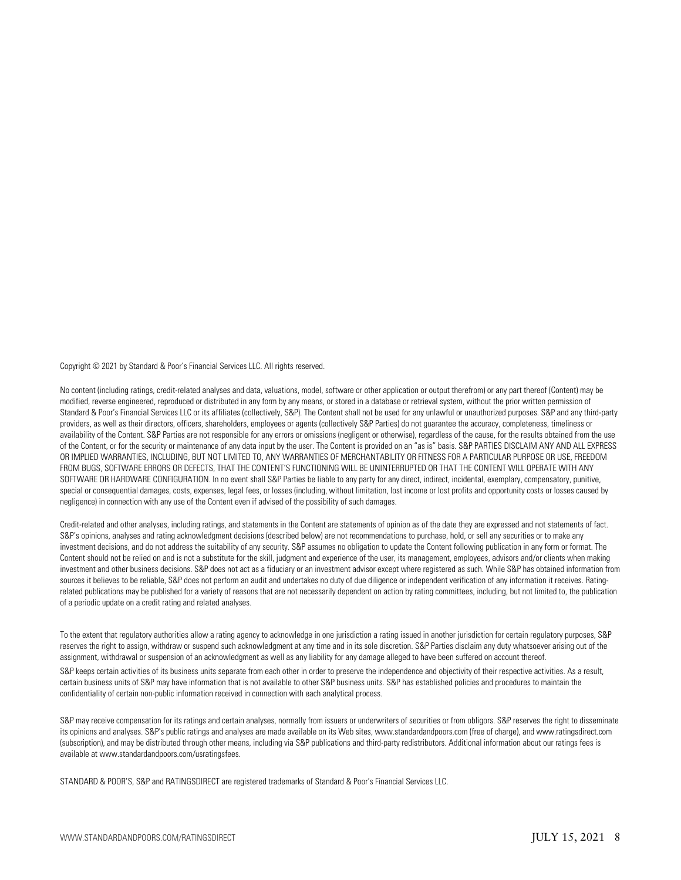Copyright © 2021 by Standard & Poor's Financial Services LLC. All rights reserved.

No content (including ratings, credit-related analyses and data, valuations, model, software or other application or output therefrom) or any part thereof (Content) may be modified, reverse engineered, reproduced or distributed in any form by any means, or stored in a database or retrieval system, without the prior written permission of Standard & Poor's Financial Services LLC or its affiliates (collectively, S&P). The Content shall not be used for any unlawful or unauthorized purposes. S&P and any third-party providers, as well as their directors, officers, shareholders, employees or agents (collectively S&P Parties) do not guarantee the accuracy, completeness, timeliness or availability of the Content. S&P Parties are not responsible for any errors or omissions (negligent or otherwise), regardless of the cause, for the results obtained from the use of the Content, or for the security or maintenance of any data input by the user. The Content is provided on an "as is" basis. S&P PARTIES DISCLAIM ANY AND ALL EXPRESS OR IMPLIED WARRANTIES, INCLUDING, BUT NOT LIMITED TO, ANY WARRANTIES OF MERCHANTABILITY OR FITNESS FOR A PARTICULAR PURPOSE OR USE, FREEDOM FROM BUGS, SOFTWARE ERRORS OR DEFECTS, THAT THE CONTENT'S FUNCTIONING WILL BE UNINTERRUPTED OR THAT THE CONTENT WILL OPERATE WITH ANY SOFTWARE OR HARDWARE CONFIGURATION. In no event shall S&P Parties be liable to any party for any direct, indirect, incidental, exemplary, compensatory, punitive, special or consequential damages, costs, expenses, legal fees, or losses (including, without limitation, lost income or lost profits and opportunity costs or losses caused by negligence) in connection with any use of the Content even if advised of the possibility of such damages.

Credit-related and other analyses, including ratings, and statements in the Content are statements of opinion as of the date they are expressed and not statements of fact. S&P's opinions, analyses and rating acknowledgment decisions (described below) are not recommendations to purchase, hold, or sell any securities or to make any investment decisions, and do not address the suitability of any security. S&P assumes no obligation to update the Content following publication in any form or format. The Content should not be relied on and is not a substitute for the skill, judgment and experience of the user, its management, employees, advisors and/or clients when making investment and other business decisions. S&P does not act as a fiduciary or an investment advisor except where registered as such. While S&P has obtained information from sources it believes to be reliable, S&P does not perform an audit and undertakes no duty of due diligence or independent verification of any information it receives. Rating-related publications may be published for a variety of reasons that are not necessarily dependent on action by rating committees, including, but not limited to, the publication of a periodic update on a credit rating and related analyses.

To the extent that regulatory authorities allow a rating agency to acknowledge in one jurisdiction a rating issued in another jurisdiction for certain regulatory purposes, S&P reserves the right to assign, withdraw or suspend such acknowledgment at any time and in its sole discretion. S&P Parties disclaim any duty whatsoever arising out of the assignment, withdrawal or suspension of an acknowledgment as well as any liability for any damage alleged to have been suffered on account thereof.

S&P keeps certain activities of its business units separate from each other in order to preserve the independence and objectivity of their respective activities. As a result, certain business units of S&P may have information that is not available to other S&P business units. S&P has established policies and procedures to maintain the confidentiality of certain non-public information received in connection with each analytical process.

S&P may receive compensation for its ratings and certain analyses, normally from issuers or underwriters of securities or from obligors. S&P reserves the right to disseminate its opinions and analyses. S&P's public ratings and analyses are made available on its Web sites, www.standardandpoors.com (free of charge), and www.ratingsdirect.com (subscription), and may be distributed through other means, including via S&P publications and third-party redistributors. Additional information about our ratings fees is available at www.standardandpoors.com/usratingsfees.

STANDARD & POOR'S, S&P and RATINGSDIRECT are registered trademarks of Standard & Poor's Financial Services LLC.